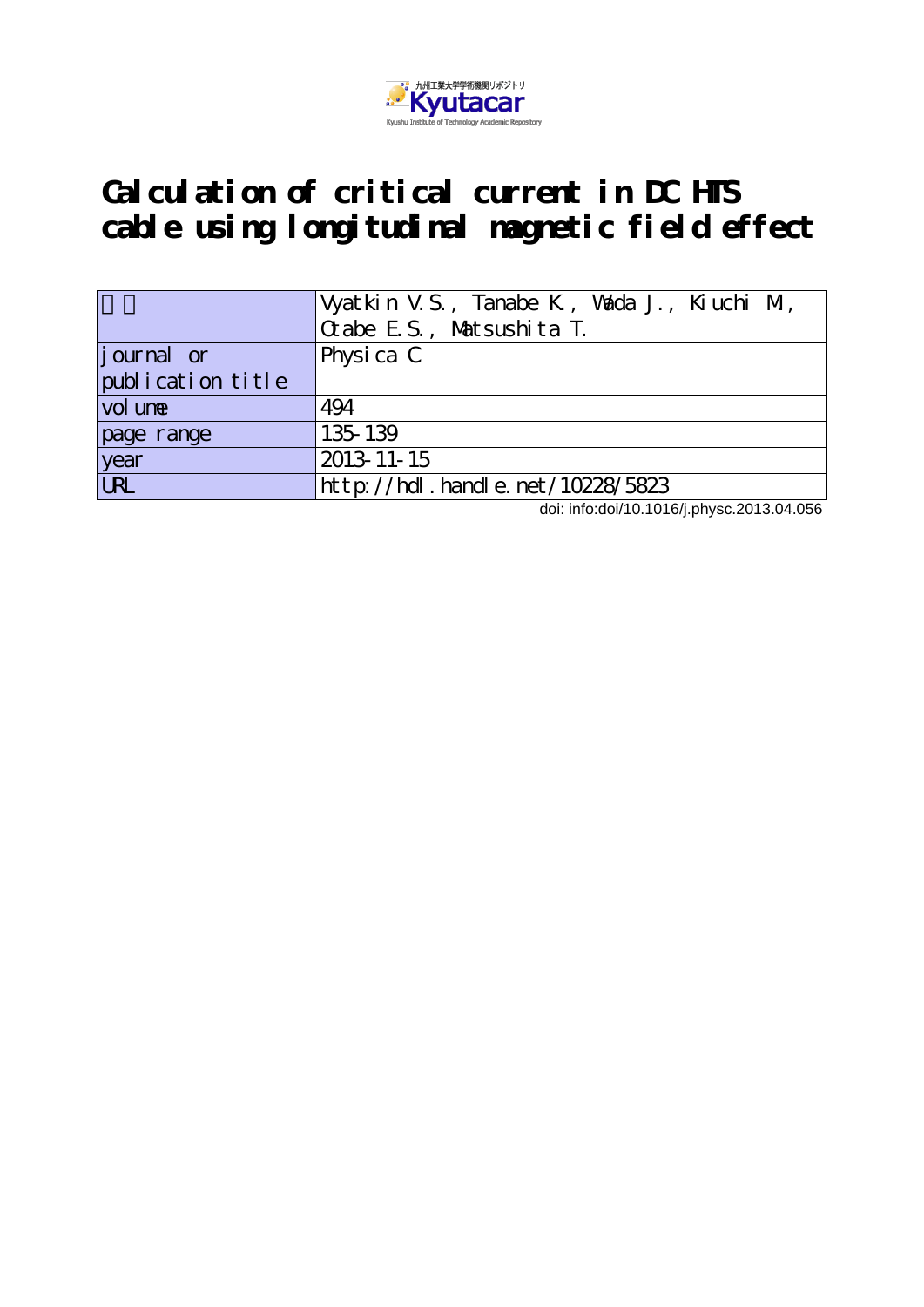# Calculation of critical current in DC HTS cable using longitudinal magnetic field effect

| 著者 | Vyatkin V.S., Tanabe K., Wada J., Kiuchi M., Otabe E.S., Matsushita T. |
|---|---|
| journal or publication title | Physica C |
| volume | 494 |
| page range | 135-139 |
| year | 2013-11-15 |
| URL | http://hdl.handle.net/10228/5823 |

doi: info:doi/10.1016/j.physc.2013.04.056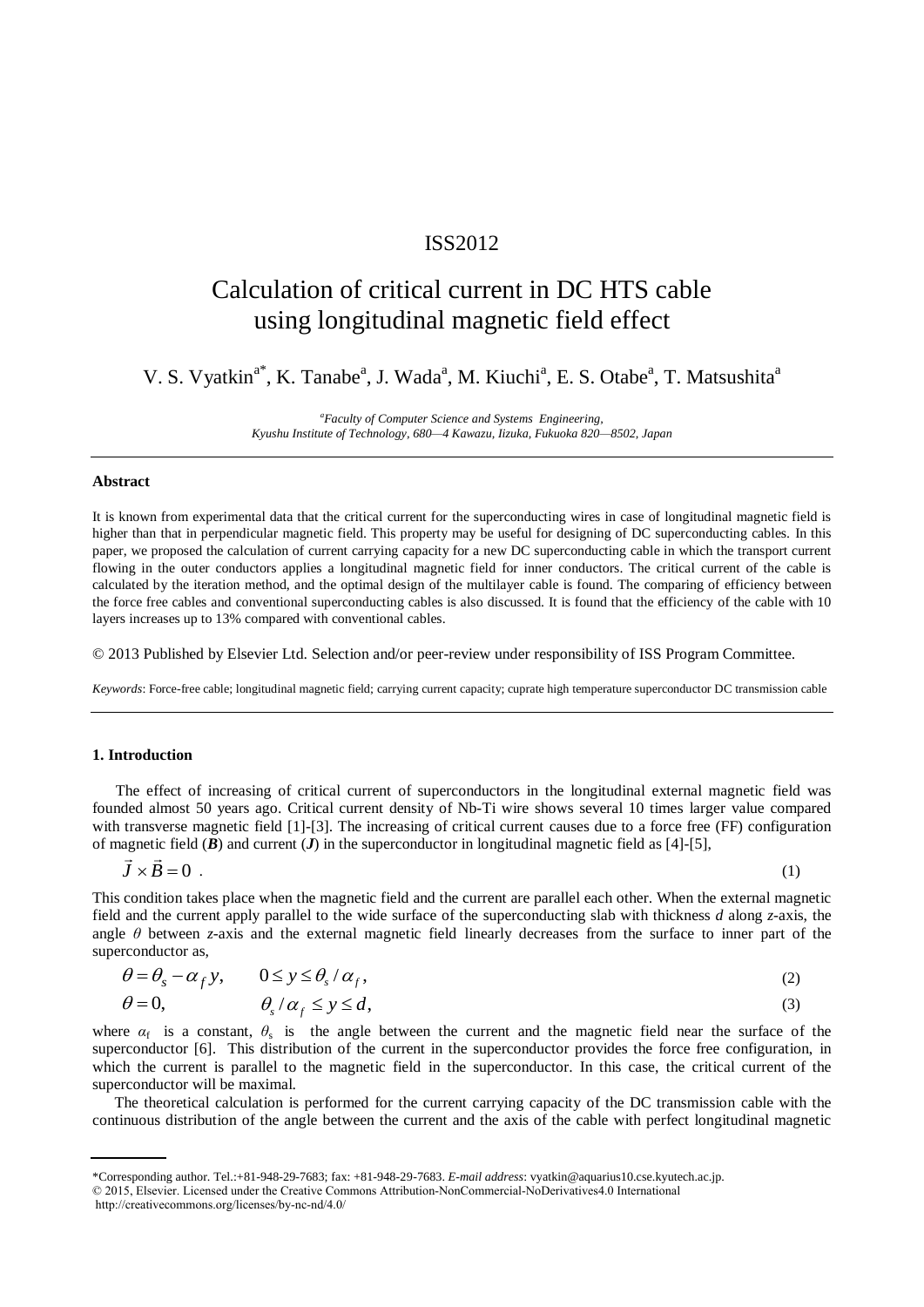ISS2012

# Calculation of critical current in DC HTS cable using longitudinal magnetic field effect

V. S. Vyatkin[a*], K. Tanabe[a], J. Wada[a], M. Kiuchi[a], E. S. Otabe[a], T. Matsushita[a]

[a]*Faculty of Computer Science and Systems Engineering, Kyushu Institute of Technology, 680—4 Kawazu, Iizuka, Fukuoka 820—8502, Japan*

---

### Abstract

It is known from experimental data that the critical current for the superconducting wires in case of longitudinal magnetic field is higher than that in perpendicular magnetic field. This property may be useful for designing of DC superconducting cables. In this paper, we proposed the calculation of current carrying capacity for a new DC superconducting cable in which the transport current flowing in the outer conductors applies a longitudinal magnetic field for inner conductors. The critical current of the cable is calculated by the iteration method, and the optimal design of the multilayer cable is found. The comparing of efficiency between the force free cables and conventional superconducting cables is also discussed. It is found that the efficiency of the cable with 10 layers increases up to 13% compared with conventional cables.

© 2013 Published by Elsevier Ltd. Selection and/or peer-review under responsibility of ISS Program Committee.

*Keywords*: Force-free cable; longitudinal magnetic field; carrying current capacity; cuprate high temperature superconductor DC transmission cable

---

### 1. Introduction

The effect of increasing of critical current of superconductors in the longitudinal external magnetic field was founded almost 50 years ago. Critical current density of Nb-Ti wire shows several 10 times larger value compared with transverse magnetic field [1]-[3]. The increasing of critical current causes due to a force free (FF) configuration of magnetic field (***B***) and current (***J***) in the superconductor in longitudinal magnetic field as [4]-[5],

$$\vec{J} \times \vec{B} = 0 \ . \tag{1}$$

This condition takes place when the magnetic field and the current are parallel each other. When the external magnetic field and the current apply parallel to the wide surface of the superconducting slab with thickness $d$ along $z$-axis, the angle $\theta$ between $z$-axis and the external magnetic field linearly decreases from the surface to inner part of the superconductor as,

$$\theta = \theta_s - \alpha_f y, \qquad 0 \le y \le \theta_s / \alpha_f, \tag{2}$$

$$\theta = 0, \qquad \theta_s / \alpha_f \le y \le d, \tag{3}$$

where $\alpha_f$ is a constant, $\theta_s$ is the angle between the current and the magnetic field near the surface of the superconductor [6]. This distribution of the current in the superconductor provides the force free configuration, in which the current is parallel to the magnetic field in the superconductor. In this case, the critical current of the superconductor will be maximal.

The theoretical calculation is performed for the current carrying capacity of the DC transmission cable with the continuous distribution of the angle between the current and the axis of the cable with perfect longitudinal magnetic

---

\*Corresponding author. Tel.:+81-948-29-7683; fax: +81-948-29-7683. *E-mail address*: vyatkin@aquarius10.cse.kyutech.ac.jp.
© 2015, Elsevier. Licensed under the Creative Commons Attribution-NonCommercial-NoDerivatives4.0 International http://creativecommons.org/licenses/by-nc-nd/4.0/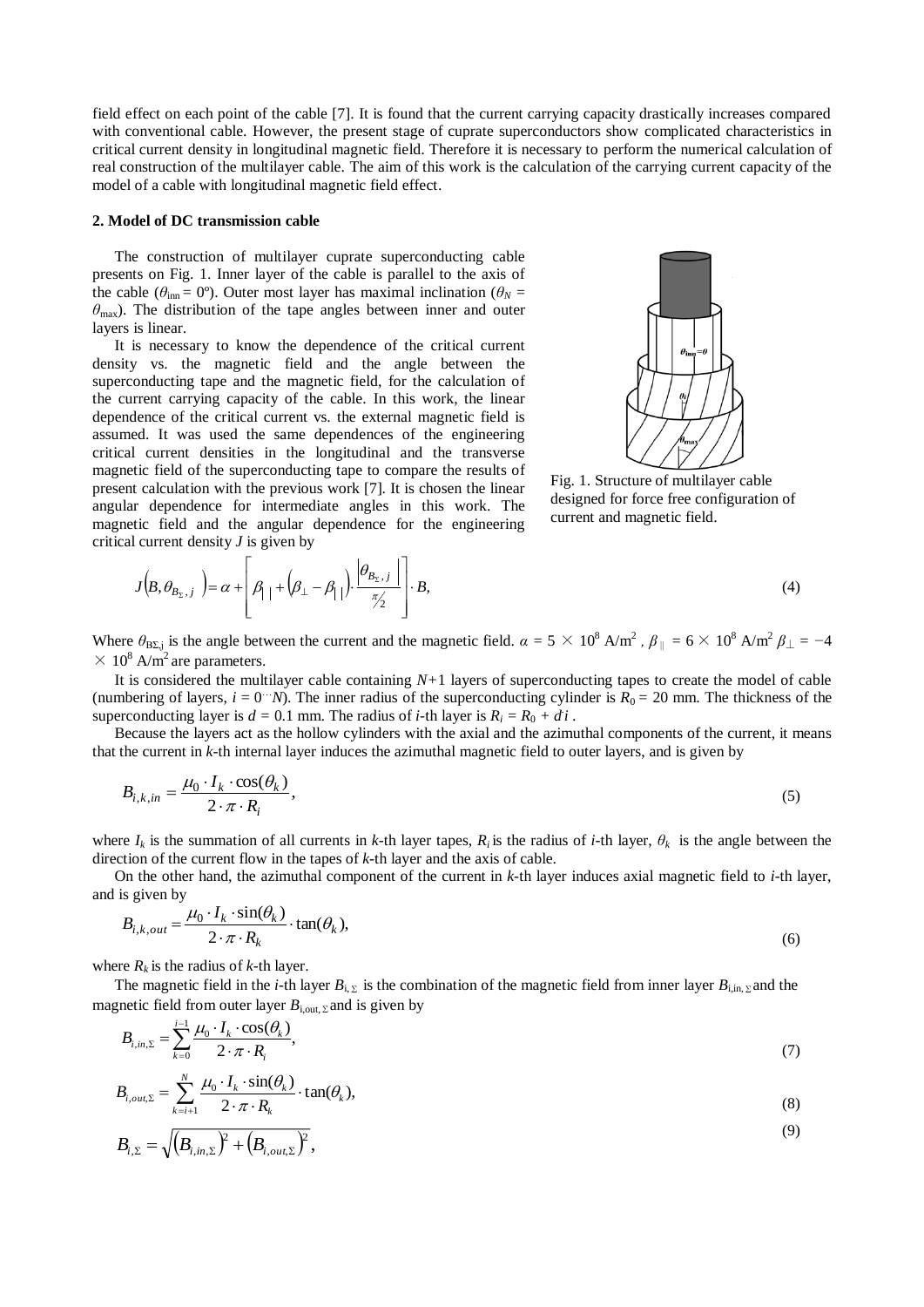field effect on each point of the cable [7]. It is found that the current carrying capacity drastically increases compared with conventional cable. However, the present stage of cuprate superconductors show complicated characteristics in critical current density in longitudinal magnetic field. Therefore it is necessary to perform the numerical calculation of real construction of the multilayer cable. The aim of this work is the calculation of the carrying current capacity of the model of a cable with longitudinal magnetic field effect.

## 2. Model of DC transmission cable

The construction of multilayer cuprate superconducting cable presents on Fig. 1. Inner layer of the cable is parallel to the axis of the cable ($\theta_{\text{inn}} = 0°$). Outer most layer has maximal inclination ($\theta_N = \theta_{\max}$). The distribution of the tape angles between inner and outer layers is linear.

It is necessary to know the dependence of the critical current density vs. the magnetic field and the angle between the superconducting tape and the magnetic field, for the calculation of the current carrying capacity of the cable. In this work, the linear dependence of the critical current vs. the external magnetic field is assumed. It was used the same dependences of the engineering critical current densities in the longitudinal and the transverse magnetic field of the superconducting tape to compare the results of present calculation with the previous work [7]. It is chosen the linear angular dependence for intermediate angles in this work. The magnetic field and the angular dependence for the engineering critical current density $J$ is given by

Fig. 1. Structure of multilayer cable designed for force free configuration of current and magnetic field.

$$J\left(B, \theta_{B_{\Sigma},j}\right) = \alpha + \left[\beta_{||} + \left(\beta_{\perp} - \beta_{||}\right) \cdot \frac{\left|\theta_{B_{\Sigma},j}\right|}{\pi/2}\right] \cdot B, \tag{4}$$

Where $\theta_{B\Sigma,j}$ is the angle between the current and the magnetic field. $\alpha = 5 \times 10^8$ A/m$^2$ , $\beta_{||} = 6 \times 10^8$ A/m$^2$ $\beta_{\perp} = -4 \times 10^8$ A/m$^2$ are parameters.

It is considered the multilayer cable containing $N$+1 layers of superconducting tapes to create the model of cable (numbering of layers, $i = 0 \cdots N$). The inner radius of the superconducting cylinder is $R_0 = 20$ mm. The thickness of the superconducting layer is $d = 0.1$ mm. The radius of $i$-th layer is $R_i = R_0 + d\,i$ .

Because the layers act as the hollow cylinders with the axial and the azimuthal components of the current, it means that the current in $k$-th internal layer induces the azimuthal magnetic field to outer layers, and is given by

$$B_{i,k,in} = \frac{\mu_0 \cdot I_k \cdot \cos(\theta_k)}{2 \cdot \pi \cdot R_i}, \tag{5}$$

where $I_k$ is the summation of all currents in $k$-th layer tapes, $R_i$ is the radius of $i$-th layer, $\theta_k$ is the angle between the direction of the current flow in the tapes of $k$-th layer and the axis of cable.

On the other hand, the azimuthal component of the current in $k$-th layer induces axial magnetic field to $i$-th layer, and is given by

$$B_{i,k,out} = \frac{\mu_0 \cdot I_k \cdot \sin(\theta_k)}{2 \cdot \pi \cdot R_k} \cdot \tan(\theta_k), \tag{6}$$

where $R_k$ is the radius of $k$-th layer.

The magnetic field in the $i$-th layer $B_{i,\Sigma}$ is the combination of the magnetic field from inner layer $B_{i,in,\Sigma}$ and the magnetic field from outer layer $B_{i,out,\Sigma}$ and is given by

$$B_{i,in,\Sigma} = \sum_{k=0}^{i-1} \frac{\mu_0 \cdot I_k \cdot \cos(\theta_k)}{2 \cdot \pi \cdot R_i}, \tag{7}$$

$$B_{i,out,\Sigma} = \sum_{k=i+1}^{N} \frac{\mu_0 \cdot I_k \cdot \sin(\theta_k)}{2 \cdot \pi \cdot R_k} \cdot \tan(\theta_k), \tag{8}$$

$$B_{i,\Sigma} = \sqrt{\left(B_{i,in,\Sigma}\right)^2 + \left(B_{i,out,\Sigma}\right)^2}, \tag{9}$$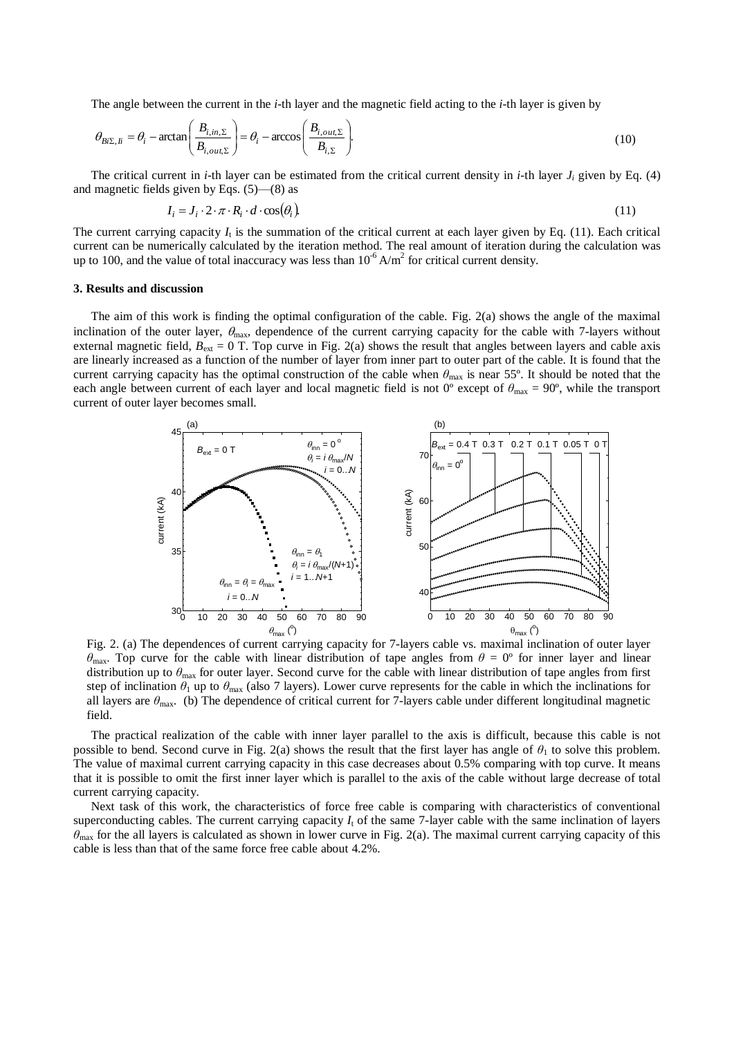The angle between the current in the *i*-th layer and the magnetic field acting to the *i*-th layer is given by

$$\theta_{Bi\Sigma,Ii} = \theta_i - \arctan\left(\frac{B_{i,in,\Sigma}}{B_{i,out,\Sigma}}\right) = \theta_i - \arccos\left(\frac{B_{i,out,\Sigma}}{B_{i,\Sigma}}\right). \tag{10}$$

The critical current in *i*-th layer can be estimated from the critical current density in *i*-th layer $J_i$ given by Eq. (4) and magnetic fields given by Eqs. (5)—(8) as

$$I_i = J_i \cdot 2 \cdot \pi \cdot R_i \cdot d \cdot \cos(\theta_i). \tag{11}$$

The current carrying capacity $I_t$ is the summation of the critical current at each layer given by Eq. (11). Each critical current can be numerically calculated by the iteration method. The real amount of iteration during the calculation was up to 100, and the value of total inaccuracy was less than $10^{-6}$ A/m$^2$ for critical current density.

### 3. Results and discussion

The aim of this work is finding the optimal configuration of the cable. Fig. 2(a) shows the angle of the maximal inclination of the outer layer, $\theta_{max}$, dependence of the current carrying capacity for the cable with 7-layers without external magnetic field, $B_{ext}$ = 0 T. Top curve in Fig. 2(a) shows the result that angles between layers and cable axis are linearly increased as a function of the number of layer from inner part to outer part of the cable. It is found that the current carrying capacity has the optimal construction of the cable when $\theta_{max}$ is near 55º. It should be noted that the each angle between current of each layer and local magnetic field is not 0º except of $\theta_{max}$ = 90º, while the transport current of outer layer becomes small.

Fig. 2. (a) The dependences of current carrying capacity for 7-layers cable vs. maximal inclination of outer layer $\theta_{max}$. Top curve for the cable with linear distribution of tape angles from $\theta$ = 0º for inner layer and linear distribution up to $\theta_{max}$ for outer layer. Second curve for the cable with linear distribution of tape angles from first step of inclination $\theta_1$ up to $\theta_{max}$ (also 7 layers). Lower curve represents for the cable in which the inclinations for all layers are $\theta_{max}$. (b) The dependence of critical current for 7-layers cable under different longitudinal magnetic field.

The practical realization of the cable with inner layer parallel to the axis is difficult, because this cable is not possible to bend. Second curve in Fig. 2(a) shows the result that the first layer has angle of $\theta_1$ to solve this problem. The value of maximal current carrying capacity in this case decreases about 0.5% comparing with top curve. It means that it is possible to omit the first inner layer which is parallel to the axis of the cable without large decrease of total current carrying capacity.

Next task of this work, the characteristics of force free cable is comparing with characteristics of conventional superconducting cables. The current carrying capacity $I_t$ of the same 7-layer cable with the same inclination of layers $\theta_{max}$ for the all layers is calculated as shown in lower curve in Fig. 2(a). The maximal current carrying capacity of this cable is less than that of the same force free cable about 4.2%.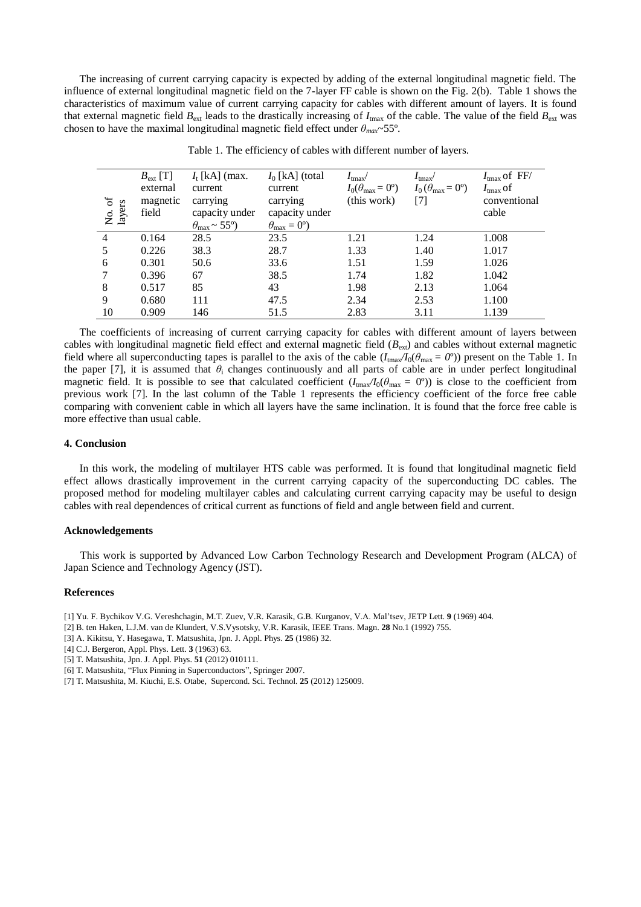The increasing of current carrying capacity is expected by adding of the external longitudinal magnetic field. The influence of external longitudinal magnetic field on the 7-layer FF cable is shown on the Fig. 2(b). Table 1 shows the characteristics of maximum value of current carrying capacity for cables with different amount of layers. It is found that external magnetic field $B_{ext}$ leads to the drastically increasing of $I_{tmax}$ of the cable. The value of the field $B_{ext}$ was chosen to have the maximal longitudinal magnetic field effect under $\theta_{max}$~55º.

Table 1. The efficiency of cables with different number of layers.

| No. of layers | $B_{ext}$ [T] external magnetic field | $I_t$ [kA] (max. current carrying capacity under $\theta_{max} \sim 55º$) | $I_0$ [kA] (total current carrying capacity under $\theta_{max} = 0º$) | $I_{tmax}/I_0(\theta_{max} = 0º)$ (this work) | $I_{tmax}/I_0(\theta_{max} = 0º)$ [7] | $I_{tmax}$ of FF/ $I_{tmax}$ of conventional cable |
|---|---|---|---|---|---|---|
| 4 | 0.164 | 28.5 | 23.5 | 1.21 | 1.24 | 1.008 |
| 5 | 0.226 | 38.3 | 28.7 | 1.33 | 1.40 | 1.017 |
| 6 | 0.301 | 50.6 | 33.6 | 1.51 | 1.59 | 1.026 |
| 7 | 0.396 | 67 | 38.5 | 1.74 | 1.82 | 1.042 |
| 8 | 0.517 | 85 | 43 | 1.98 | 2.13 | 1.064 |
| 9 | 0.680 | 111 | 47.5 | 2.34 | 2.53 | 1.100 |
| 10 | 0.909 | 146 | 51.5 | 2.83 | 3.11 | 1.139 |

The coefficients of increasing of current carrying capacity for cables with different amount of layers between cables with longitudinal magnetic field effect and external magnetic field ($B_{ext}$) and cables without external magnetic field where all superconducting tapes is parallel to the axis of the cable ($I_{tmax}/I_0(\theta_{max} = 0º)$) present on the Table 1. In the paper [7], it is assumed that $\theta_i$ changes continuously and all parts of cable are in under perfect longitudinal magnetic field. It is possible to see that calculated coefficient ($I_{tmax}/I_0(\theta_{max} = 0º)$) is close to the coefficient from previous work [7]. In the last column of the Table 1 represents the efficiency coefficient of the force free cable comparing with convenient cable in which all layers have the same inclination. It is found that the force free cable is more effective than usual cable.

## 4. Conclusion

In this work, the modeling of multilayer HTS cable was performed. It is found that longitudinal magnetic field effect allows drastically improvement in the current carrying capacity of the superconducting DC cables. The proposed method for modeling multilayer cables and calculating current carrying capacity may be useful to design cables with real dependences of critical current as functions of field and angle between field and current.

## Acknowledgements

This work is supported by Advanced Low Carbon Technology Research and Development Program (ALCA) of Japan Science and Technology Agency (JST).

## References

[1] Yu. F. Bychikov V.G. Vereshchagin, M.T. Zuev, V.R. Karasik, G.B. Kurganov, V.A. Mal'tsev, JETP Lett. **9** (1969) 404.

[2] B. ten Haken, L.J.M. van de Klundert, V.S.Vysotsky, V.R. Karasik, IEEE Trans. Magn. **28** No.1 (1992) 755.

[3] A. Kikitsu, Y. Hasegawa, T. Matsushita, Jpn. J. Appl. Phys. **25** (1986) 32.

[4] C.J. Bergeron, Appl. Phys. Lett. **3** (1963) 63.

[5] T. Matsushita, Jpn. J. Appl. Phys. **51** (2012) 010111.

[6] T. Matsushita, "Flux Pinning in Superconductors", Springer 2007.

[7] T. Matsushita, M. Kiuchi, E.S. Otabe, Supercond. Sci. Technol. **25** (2012) 125009.